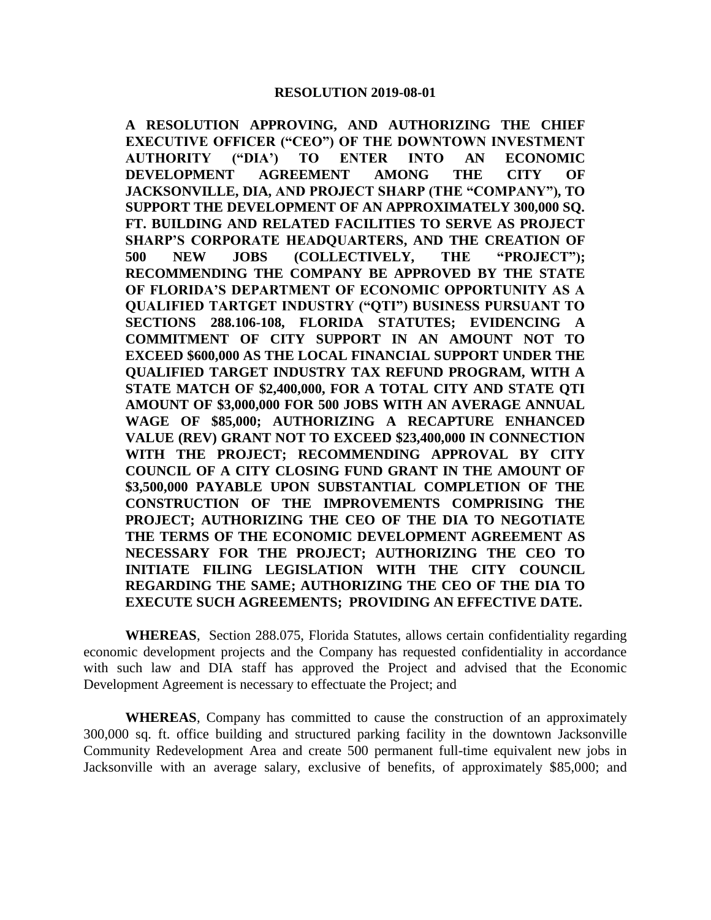# RESOLUTION 2019-08-01

**A RESOLUTION APPROVING, AND AUTHORIZING THE CHIEF EXECUTIVE OFFICER ("CEO") OF THE DOWNTOWN INVESTMENT AUTHORITY ("DIA') TO ENTER INTO AN ECONOMIC DEVELOPMENT AGREEMENT AMONG THE CITY OF JACKSONVILLE, DIA, AND PROJECT SHARP (THE "COMPANY"), TO SUPPORT THE DEVELOPMENT OF AN APPROXIMATELY 300,000 SQ. FT. BUILDING AND RELATED FACILITIES TO SERVE AS PROJECT SHARP'S CORPORATE HEADQUARTERS, AND THE CREATION OF 500 NEW JOBS (COLLECTIVELY, THE "PROJECT"); RECOMMENDING THE COMPANY BE APPROVED BY THE STATE OF FLORIDA'S DEPARTMENT OF ECONOMIC OPPORTUNITY AS A QUALIFIED TARTGET INDUSTRY ("QTI") BUSINESS PURSUANT TO SECTIONS 288.106-108, FLORIDA STATUTES; EVIDENCING A COMMITMENT OF CITY SUPPORT IN AN AMOUNT NOT TO EXCEED $600,000 AS THE LOCAL FINANCIAL SUPPORT UNDER THE QUALIFIED TARGET INDUSTRY TAX REFUND PROGRAM, WITH A STATE MATCH OF $2,400,000, FOR A TOTAL CITY AND STATE QTI AMOUNT OF $3,000,000 FOR 500 JOBS WITH AN AVERAGE ANNUAL WAGE OF $85,000; AUTHORIZING A RECAPTURE ENHANCED VALUE (REV) GRANT NOT TO EXCEED $23,400,000 IN CONNECTION WITH THE PROJECT; RECOMMENDING APPROVAL BY CITY COUNCIL OF A CITY CLOSING FUND GRANT IN THE AMOUNT OF $3,500,000 PAYABLE UPON SUBSTANTIAL COMPLETION OF THE CONSTRUCTION OF THE IMPROVEMENTS COMPRISING THE PROJECT; AUTHORIZING THE CEO OF THE DIA TO NEGOTIATE THE TERMS OF THE ECONOMIC DEVELOPMENT AGREEMENT AS NECESSARY FOR THE PROJECT; AUTHORIZING THE CEO TO INITIATE FILING LEGISLATION WITH THE CITY COUNCIL REGARDING THE SAME; AUTHORIZING THE CEO OF THE DIA TO EXECUTE SUCH AGREEMENTS; PROVIDING AN EFFECTIVE DATE.**

**WHEREAS**, Section 288.075, Florida Statutes, allows certain confidentiality regarding economic development projects and the Company has requested confidentiality in accordance with such law and DIA staff has approved the Project and advised that the Economic Development Agreement is necessary to effectuate the Project; and

**WHEREAS**, Company has committed to cause the construction of an approximately 300,000 sq. ft. office building and structured parking facility in the downtown Jacksonville Community Redevelopment Area and create 500 permanent full-time equivalent new jobs in Jacksonville with an average salary, exclusive of benefits, of approximately $85,000; and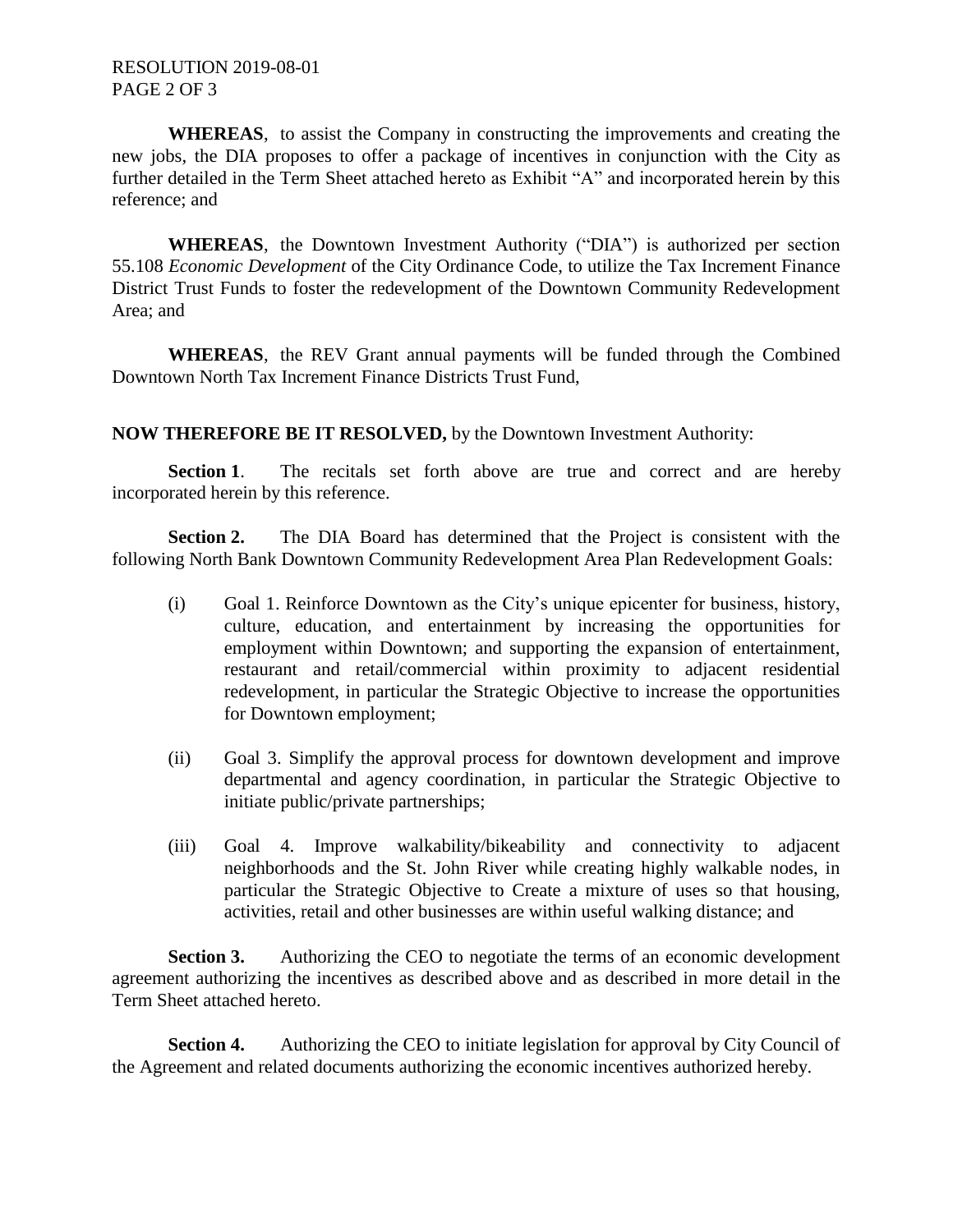**WHEREAS**, to assist the Company in constructing the improvements and creating the new jobs, the DIA proposes to offer a package of incentives in conjunction with the City as further detailed in the Term Sheet attached hereto as Exhibit "A" and incorporated herein by this reference; and

**WHEREAS**, the Downtown Investment Authority ("DIA") is authorized per section 55.108 *Economic Development* of the City Ordinance Code, to utilize the Tax Increment Finance District Trust Funds to foster the redevelopment of the Downtown Community Redevelopment Area; and

**WHEREAS**, the REV Grant annual payments will be funded through the Combined Downtown North Tax Increment Finance Districts Trust Fund,

**NOW THEREFORE BE IT RESOLVED,** by the Downtown Investment Authority:

**Section 1**. The recitals set forth above are true and correct and are hereby incorporated herein by this reference.

**Section 2.** The DIA Board has determined that the Project is consistent with the following North Bank Downtown Community Redevelopment Area Plan Redevelopment Goals:

(i) Goal 1. Reinforce Downtown as the City's unique epicenter for business, history, culture, education, and entertainment by increasing the opportunities for employment within Downtown; and supporting the expansion of entertainment, restaurant and retail/commercial within proximity to adjacent residential redevelopment, in particular the Strategic Objective to increase the opportunities for Downtown employment;

(ii) Goal 3. Simplify the approval process for downtown development and improve departmental and agency coordination, in particular the Strategic Objective to initiate public/private partnerships;

(iii) Goal 4. Improve walkability/bikeability and connectivity to adjacent neighborhoods and the St. John River while creating highly walkable nodes, in particular the Strategic Objective to Create a mixture of uses so that housing, activities, retail and other businesses are within useful walking distance; and

**Section 3.** Authorizing the CEO to negotiate the terms of an economic development agreement authorizing the incentives as described above and as described in more detail in the Term Sheet attached hereto.

**Section 4.** Authorizing the CEO to initiate legislation for approval by City Council of the Agreement and related documents authorizing the economic incentives authorized hereby.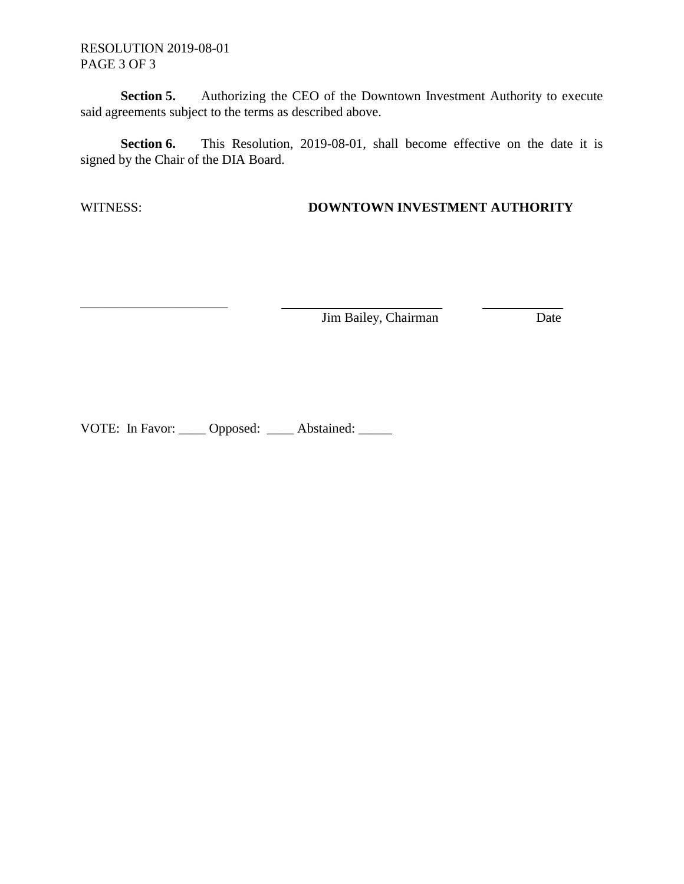**Section 5.** Authorizing the CEO of the Downtown Investment Authority to execute said agreements subject to the terms as described above.

**Section 6.** This Resolution, 2019-08-01, shall become effective on the date it is signed by the Chair of the DIA Board.

WITNESS: **DOWNTOWN INVESTMENT AUTHORITY**

______________________ ________________________ ____________

Jim Bailey, Chairman Date

VOTE: In Favor: ____ Opposed: ____ Abstained: _____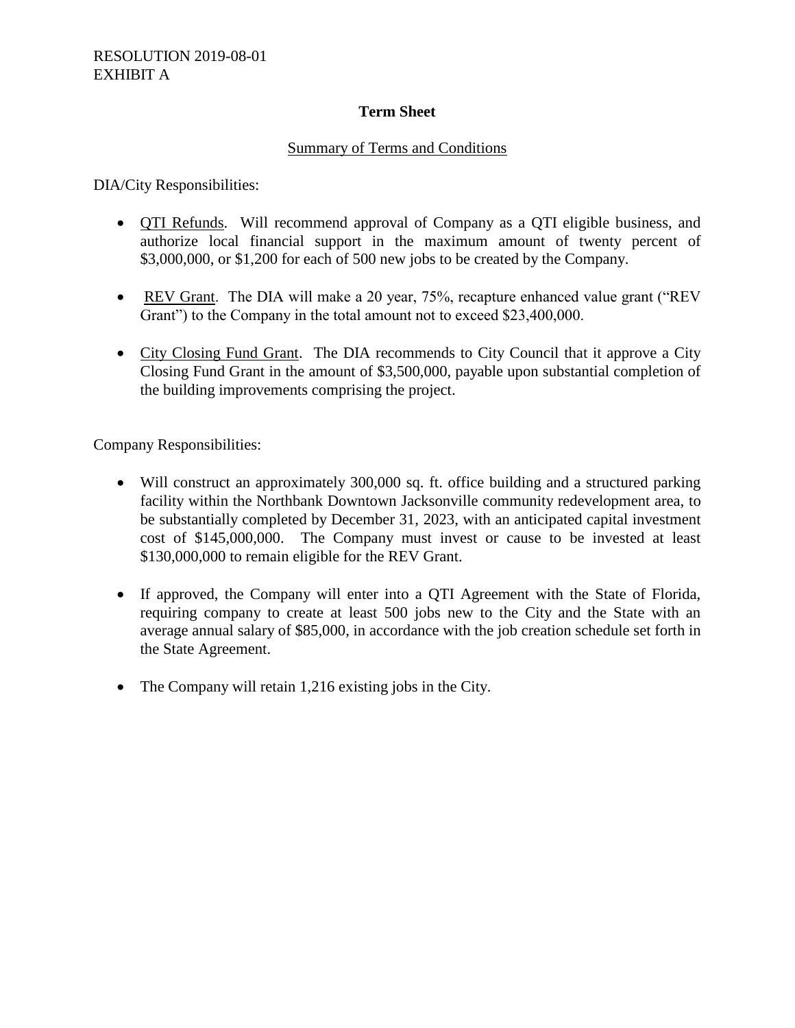RESOLUTION 2019-08-01
EXHIBIT A

**Term Sheet**

Summary of Terms and Conditions

DIA/City Responsibilities:

- QTI Refunds. Will recommend approval of Company as a QTI eligible business, and authorize local financial support in the maximum amount of twenty percent of $3,000,000, or $1,200 for each of 500 new jobs to be created by the Company.

- REV Grant. The DIA will make a 20 year, 75%, recapture enhanced value grant ("REV Grant") to the Company in the total amount not to exceed $23,400,000.

- City Closing Fund Grant. The DIA recommends to City Council that it approve a City Closing Fund Grant in the amount of $3,500,000, payable upon substantial completion of the building improvements comprising the project.

Company Responsibilities:

- Will construct an approximately 300,000 sq. ft. office building and a structured parking facility within the Northbank Downtown Jacksonville community redevelopment area, to be substantially completed by December 31, 2023, with an anticipated capital investment cost of $145,000,000. The Company must invest or cause to be invested at least $130,000,000 to remain eligible for the REV Grant.

- If approved, the Company will enter into a QTI Agreement with the State of Florida, requiring company to create at least 500 jobs new to the City and the State with an average annual salary of $85,000, in accordance with the job creation schedule set forth in the State Agreement.

- The Company will retain 1,216 existing jobs in the City.